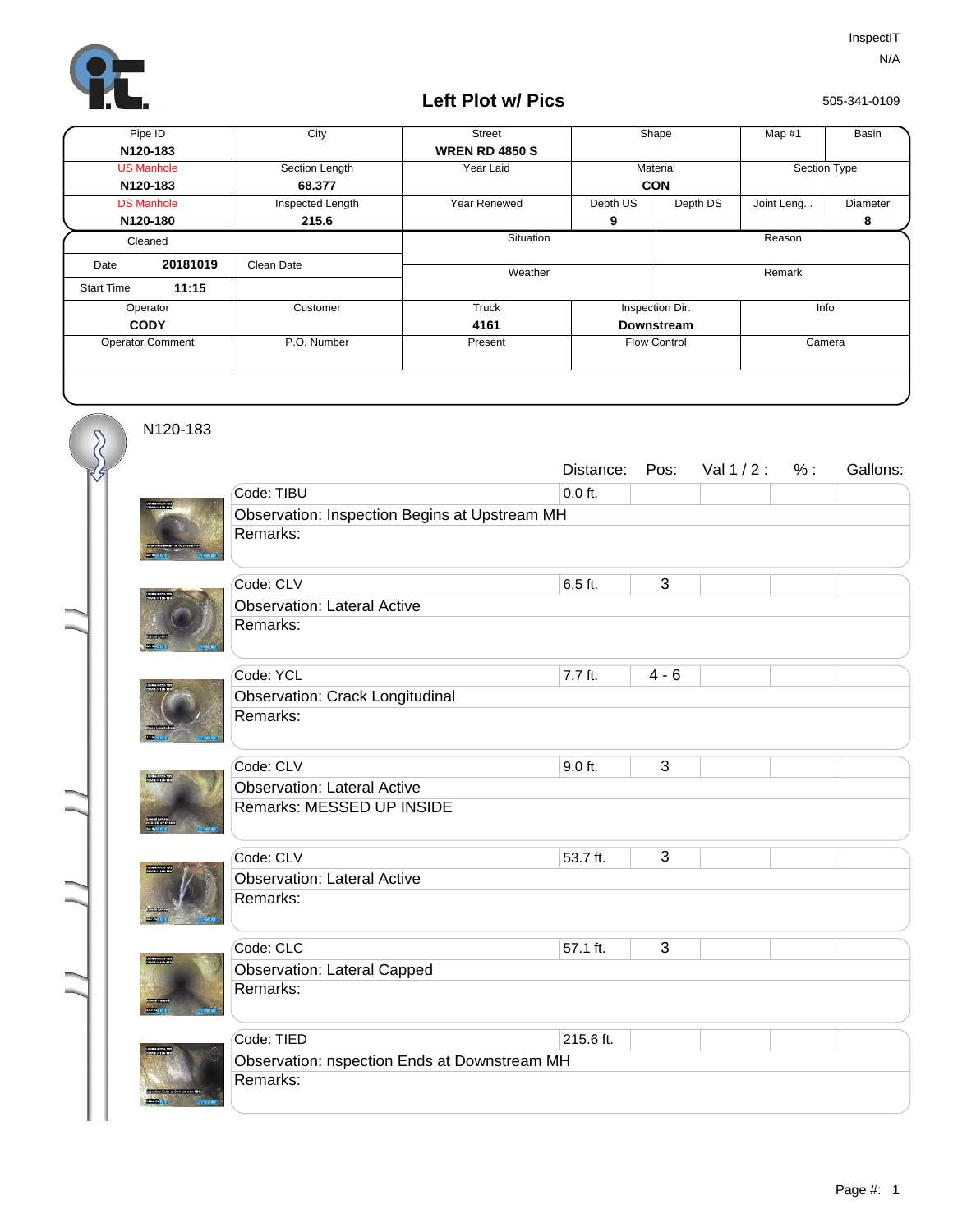InspectIT
N/A

505-341-0109

# Left Plot w/ Pics

| Pipe ID | City | Street | Shape | | Map #1 | Basin |
|---|---|---|---|---|---|---|
| **N120-183** | | **WREN RD 4850 S** | | | | |
| US Manhole | Section Length | Year Laid | Material | | Section Type | |
| **N120-183** | **68.377** | | **CON** | | | |
| DS Manhole | Inspected Length | Year Renewed | Depth US | Depth DS | Joint Leng... | Diameter |
| **N120-180** | **215.6** | | **9** | | | **8** |

| Cleaned | | Situation | Reason |
|---|---|---|---|
| Date **20181019** | Clean Date | Weather | Remark |
| Start Time **11:15** | | | |

| Operator | Customer | Truck | Inspection Dir. | Info |
|---|---|---|---|---|
| **CODY** | | **4161** | **Downstream** | |
| Operator Comment | P.O. Number | Present | Flow Control | Camera |

## N120-183

| Code | Observation | Remarks | Distance: | Pos: | Val 1 / 2 : | % : | Gallons: |
|---|---|---|---|---|---|---|---|
| TIBU | Inspection Begins at Upstream MH | | 0.0 ft. | | | | |
| CLV | Lateral Active | | 6.5 ft. | 3 | | | |
| YCL | Crack Longitudinal | | 7.7 ft. | 4 - 6 | | | |
| CLV | Lateral Active | MESSED UP INSIDE | 9.0 ft. | 3 | | | |
| CLV | Lateral Active | | 53.7 ft. | 3 | | | |
| CLC | Lateral Capped | | 57.1 ft. | 3 | | | |
| TIED | nspection Ends at Downstream MH | | 215.6 ft. | | | | |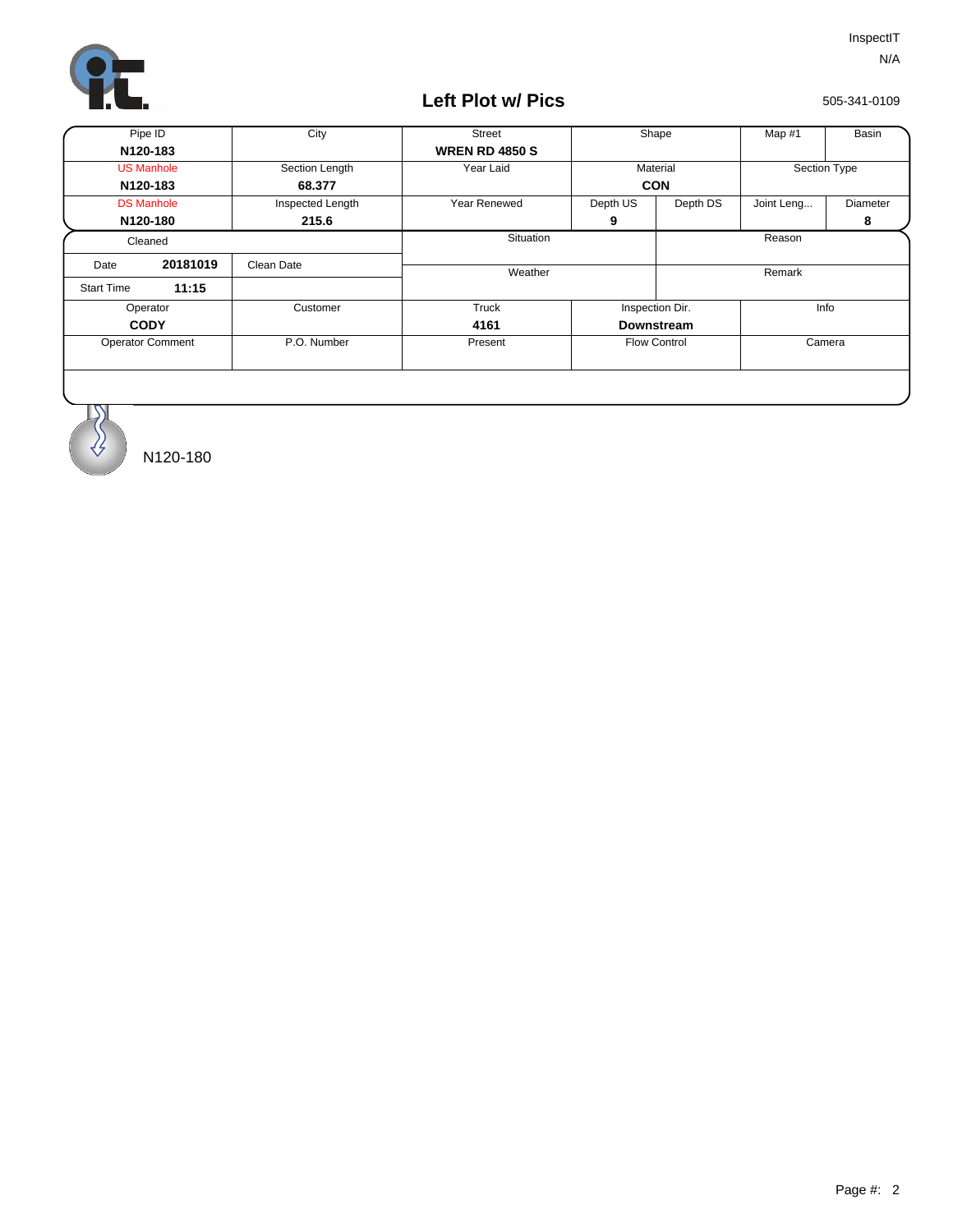InspectIT

N/A

# Left Plot w/ Pics

505-341-0109

| Pipe ID | City | Street | Shape | | Map #1 | Basin |
|---|---|---|---|---|---|---|
| **N120-183** | | **WREN RD 4850 S** | | | | |
| US Manhole | Section Length | Year Laid | Material | | Section Type | |
| **N120-183** | **68.377** | | **CON** | | | |
| DS Manhole | Inspected Length | Year Renewed | Depth US | Depth DS | Joint Leng... | Diameter |
| **N120-180** | **215.6** | | **9** | | | **8** |

| Cleaned | | Situation | Reason |
|---|---|---|---|
| Date **20181019** | Clean Date | Weather | Remark |
| Start Time **11:15** | | | |

| Operator | Customer | Truck | Inspection Dir. | Info |
|---|---|---|---|---|
| **CODY** | | **4161** | **Downstream** | |
| Operator Comment | P.O. Number | Present | Flow Control | Camera |

N120-180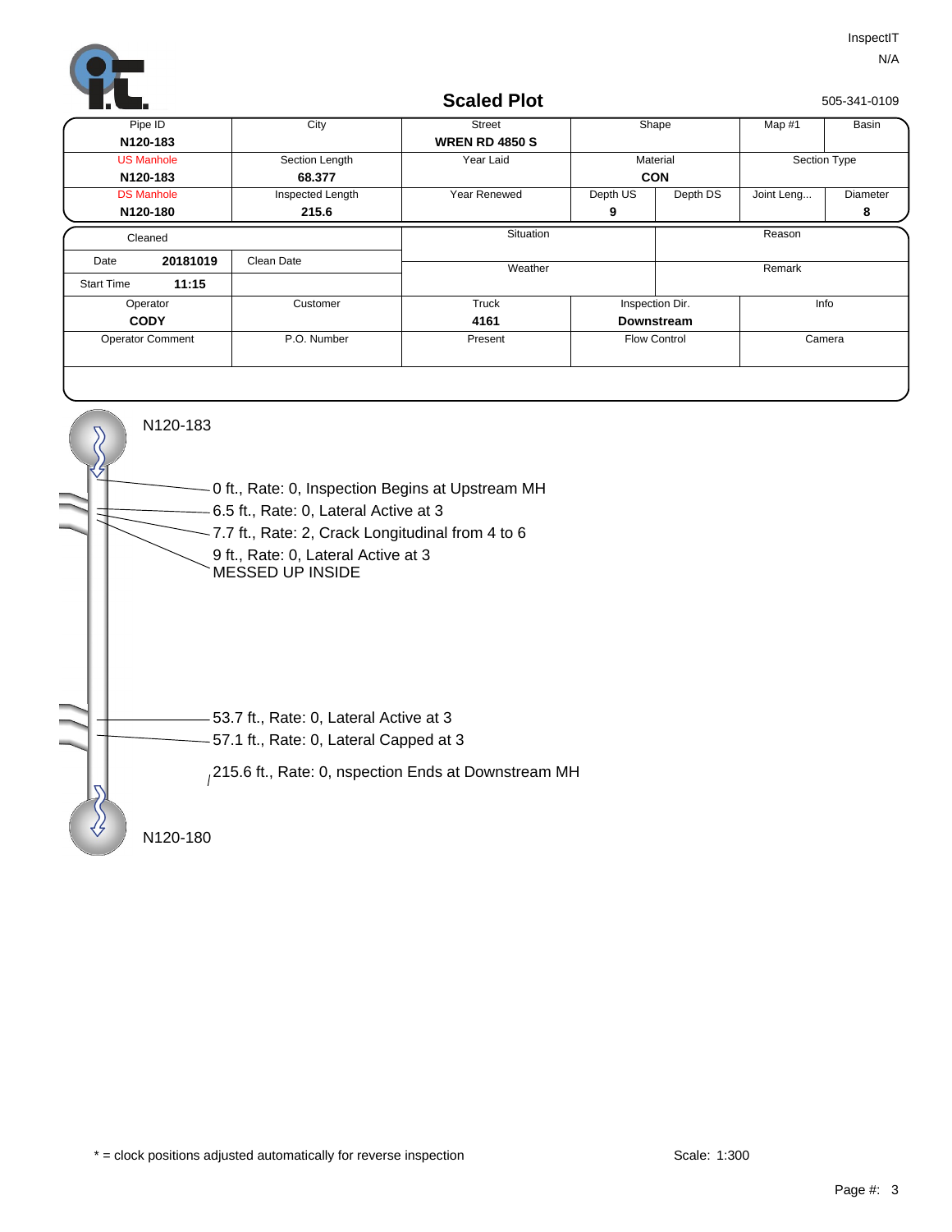InspectIT
N/A

## Scaled Plot

505-341-0109

| Pipe ID | City | Street | Shape | | Map #1 | Basin |
|---|---|---|---|---|---|---|
| N120-183 | | WREN RD 4850 S | | | | |
| US Manhole | Section Length | Year Laid | Material | | Section Type | |
| N120-183 | 68.377 | | CON | | | |
| DS Manhole | Inspected Length | Year Renewed | Depth US | Depth DS | Joint Leng... | Diameter |
| N120-180 | 215.6 | | 9 | | | 8 |

| | | | | |
|---|---|---|---|---|
| Cleaned | | Situation | | Reason |
| Date 20181019 | Clean Date | Weather | | Remark |
| Start Time 11:15 | | | | |
| Operator | Customer | Truck | Inspection Dir. | Info |
| CODY | | 4161 | Downstream | |
| Operator Comment | P.O. Number | Present | Flow Control | Camera |

N120-183

0 ft., Rate: 0, Inspection Begins at Upstream MH

6.5 ft., Rate: 0, Lateral Active at 3

7.7 ft., Rate: 2, Crack Longitudinal from 4 to 6

9 ft., Rate: 0, Lateral Active at 3
MESSED UP INSIDE

53.7 ft., Rate: 0, Lateral Active at 3

57.1 ft., Rate: 0, Lateral Capped at 3

215.6 ft., Rate: 0, nspection Ends at Downstream MH

N120-180

* = clock positions adjusted automatically for reverse inspection

Scale: 1:300